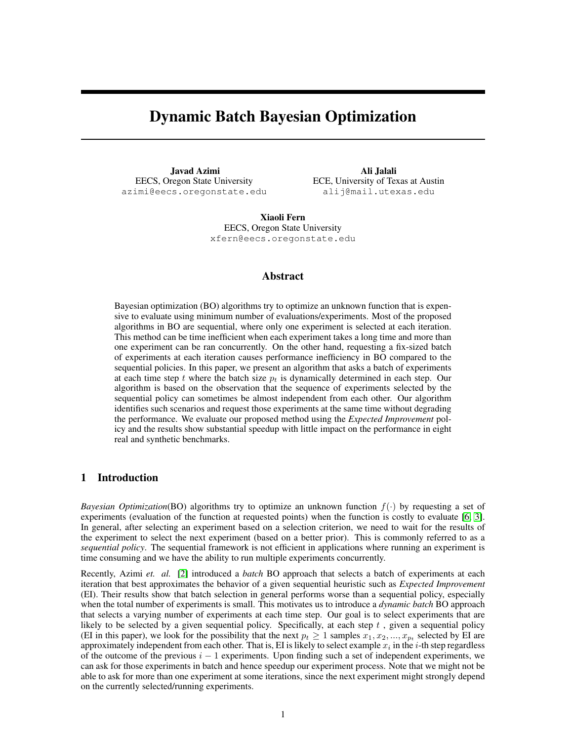# Dynamic Batch Bayesian Optimization

**Javad Azimi**
EECS, Oregon State University
azimi@eecs.oregonstate.edu

**Ali Jalali**
ECE, University of Texas at Austin
alij@mail.utexas.edu

**Xiaoli Fern**
EECS, Oregon State University
xfern@eecs.oregonstate.edu

## Abstract

Bayesian optimization (BO) algorithms try to optimize an unknown function that is expensive to evaluate using minimum number of evaluations/experiments. Most of the proposed algorithms in BO are sequential, where only one experiment is selected at each iteration. This method can be time inefficient when each experiment takes a long time and more than one experiment can be ran concurrently. On the other hand, requesting a fix-sized batch of experiments at each iteration causes performance inefficiency in BO compared to the sequential policies. In this paper, we present an algorithm that asks a batch of experiments at each time step $t$ where the batch size $p_t$ is dynamically determined in each step. Our algorithm is based on the observation that the sequence of experiments selected by the sequential policy can sometimes be almost independent from each other. Our algorithm identifies such scenarios and request those experiments at the same time without degrading the performance. We evaluate our proposed method using the *Expected Improvement* policy and the results show substantial speedup with little impact on the performance in eight real and synthetic benchmarks.

## 1 Introduction

*Bayesian Optimization*(BO) algorithms try to optimize an unknown function $f(\cdot)$ by requesting a set of experiments (evaluation of the function at requested points) when the function is costly to evaluate [6, 3]. In general, after selecting an experiment based on a selection criterion, we need to wait for the results of the experiment to select the next experiment (based on a better prior). This is commonly referred to as a *sequential policy*. The sequential framework is not efficient in applications where running an experiment is time consuming and we have the ability to run multiple experiments concurrently.

Recently, Azimi *et. al.* [2] introduced a *batch* BO approach that selects a batch of experiments at each iteration that best approximates the behavior of a given sequential heuristic such as *Expected Improvement* (EI). Their results show that batch selection in general performs worse than a sequential policy, especially when the total number of experiments is small. This motivates us to introduce a *dynamic batch* BO approach that selects a varying number of experiments at each time step. Our goal is to select experiments that are likely to be selected by a given sequential policy. Specifically, at each step $t$ , given a sequential policy (EI in this paper), we look for the possibility that the next $p_t \geq 1$ samples $x_1, x_2, ..., x_{p_t}$ selected by EI are approximately independent from each other. That is, EI is likely to select example $x_i$ in the $i$-th step regardless of the outcome of the previous $i-1$ experiments. Upon finding such a set of independent experiments, we can ask for those experiments in batch and hence speedup our experiment process. Note that we might not be able to ask for more than one experiment at some iterations, since the next experiment might strongly depend on the currently selected/running experiments.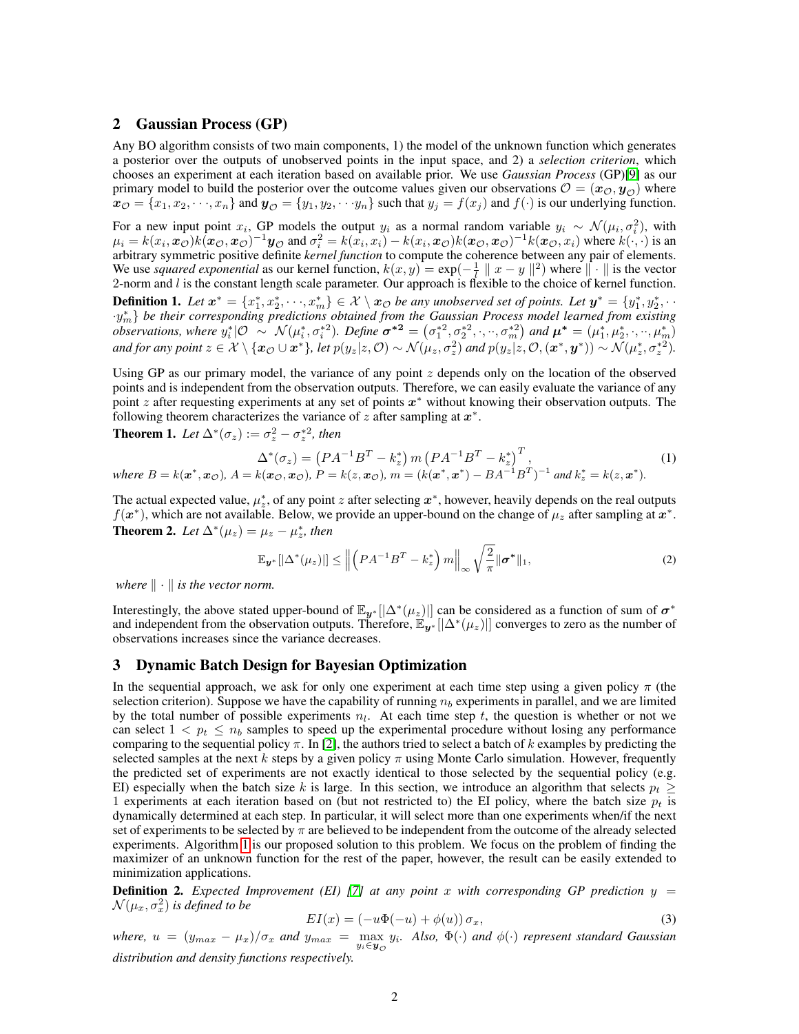## 2 Gaussian Process (GP)

Any BO algorithm consists of two main components, 1) the model of the unknown function which generates a posterior over the outputs of unobserved points in the input space, and 2) a *selection criterion*, which chooses an experiment at each iteration based on available prior. We use *Gaussian Process* (GP)[9] as our primary model to build the posterior over the outcome values given our observations $\mathcal{O} = (\boldsymbol{x}_{\mathcal{O}}, \boldsymbol{y}_{\mathcal{O}})$ where $\boldsymbol{x}_{\mathcal{O}} = \{x_1, x_2, \cdots, x_n\}$ and $\boldsymbol{y}_{\mathcal{O}} = \{y_1, y_2, \cdots y_n\}$ such that $y_j = f(x_j)$ and $f(\cdot)$ is our underlying function.

For a new input point $x_i$, GP models the output $y_i$ as a normal random variable $y_i \sim \mathcal{N}(\mu_i, \sigma_i^2)$, with $\mu_i = k(x_i, \boldsymbol{x}_{\mathcal{O}})k(\boldsymbol{x}_{\mathcal{O}}, \boldsymbol{x}_{\mathcal{O}})^{-1}\boldsymbol{y}_{\mathcal{O}}$ and $\sigma_i^2 = k(x_i, x_i) - k(x_i, \boldsymbol{x}_{\mathcal{O}})k(\boldsymbol{x}_{\mathcal{O}}, \boldsymbol{x}_{\mathcal{O}})^{-1}k(\boldsymbol{x}_{\mathcal{O}}, x_i)$ where $k(\cdot, \cdot)$ is an arbitrary symmetric positive definite *kernel function* to compute the coherence between any pair of elements. We use *squared exponential* as our kernel function, $k(x, y) = \exp(-\frac{1}{l} \parallel x - y \parallel^2)$ where $\parallel \cdot \parallel$ is the vector 2-norm and $l$ is the constant length scale parameter. Our approach is flexible to the choice of kernel function.

**Definition 1.** *Let $\boldsymbol{x}^* = \{x_1^*, x_2^*, \cdots, x_m^*\} \in \mathcal{X} \setminus \boldsymbol{x}_{\mathcal{O}}$ be any unobserved set of points. Let $\boldsymbol{y}^* = \{y_1^*, y_2^*, \cdots y_m^*\}$ be their corresponding predictions obtained from the Gaussian Process model learned from existing observations, where $y_i^*|\mathcal{O} \sim \mathcal{N}(\mu_i^*, \sigma_i^{*2})$. Define $\boldsymbol{\sigma^{*2}} = (\sigma_1^{*2}, \sigma_2^{*2}, \cdot, \cdot, \sigma_m^{*2})$ and $\boldsymbol{\mu^*} = (\mu_1^*, \mu_2^*, \cdot, \cdot, \mu_m^*)$ and for any point $z \in \mathcal{X} \setminus \{\boldsymbol{x}_{\mathcal{O}} \cup \boldsymbol{x}^*\}$, let $p(y_z|z, \mathcal{O}) \sim \mathcal{N}(\mu_z, \sigma_z^2)$ and $p(y_z|z, \mathcal{O}, (\boldsymbol{x}^*, \boldsymbol{y}^*)) \sim \mathcal{N}(\mu_z^*, \sigma_z^{*2})$.*

Using GP as our primary model, the variance of any point $z$ depends only on the location of the observed points and is independent from the observation outputs. Therefore, we can easily evaluate the variance of any point $z$ after requesting experiments at any set of points $\boldsymbol{x}^*$ without knowing their observation outputs. The following theorem characterizes the variance of $z$ after sampling at $\boldsymbol{x}^*$.

**Theorem 1.** *Let $\Delta^*(\sigma_z) := \sigma_z^2 - \sigma_z^{*2}$, then*

$$\Delta^*(\sigma_z) = \left(PA^{-1}B^T - k_z^*\right) m \left(PA^{-1}B^T - k_z^*\right)^T, \tag{1}$$

*where $B = k(\boldsymbol{x}^*, \boldsymbol{x}_{\mathcal{O}})$, $A = k(\boldsymbol{x}_{\mathcal{O}}, \boldsymbol{x}_{\mathcal{O}})$, $P = k(z, \boldsymbol{x}_{\mathcal{O}})$, $m = (k(\boldsymbol{x}^*, \boldsymbol{x}^*) - BA^{-1}B^T)^{-1}$ and $k_z^* = k(z, \boldsymbol{x}^*)$.*

The actual expected value, $\mu_z^*$, of any point $z$ after selecting $\boldsymbol{x}^*$, however, heavily depends on the real outputs $f(\boldsymbol{x}^*)$, which are not available. Below, we provide an upper-bound on the change of $\mu_z$ after sampling at $\boldsymbol{x}^*$.

**Theorem 2.** *Let $\Delta^*(\mu_z) = \mu_z - \mu_z^*$, then*

$$\mathbb{E}_{\boldsymbol{y}^*}[|\Delta^*(\mu_z)|] \leq \left\| \left(PA^{-1}B^T - k_z^*\right) m \right\|_\infty \sqrt{\frac{2}{\pi}} \|\boldsymbol{\sigma^*}\|_1, \tag{2}$$

*where $\| \cdot \|$ is the vector norm.*

Interestingly, the above stated upper-bound of $\mathbb{E}_{\boldsymbol{y}^*}[|\Delta^*(\mu_z)|]$ can be considered as a function of sum of $\boldsymbol{\sigma}^*$ and independent from the observation outputs. Therefore, $\mathbb{E}_{\boldsymbol{y}^*}[|\Delta^*(\mu_z)|]$ converges to zero as the number of observations increases since the variance decreases.

## 3 Dynamic Batch Design for Bayesian Optimization

In the sequential approach, we ask for only one experiment at each time step using a given policy $\pi$ (the selection criterion). Suppose we have the capability of running $n_b$ experiments in parallel, and we are limited by the total number of possible experiments $n_l$. At each time step $t$, the question is whether or not we can select $1 < p_t \leq n_b$ samples to speed up the experimental procedure without losing any performance comparing to the sequential policy $\pi$. In [2], the authors tried to select a batch of $k$ examples by predicting the selected samples at the next $k$ steps by a given policy $\pi$ using Monte Carlo simulation. However, frequently the predicted set of experiments are not exactly identical to those selected by the sequential policy (e.g. EI) especially when the batch size $k$ is large. In this section, we introduce an algorithm that selects $p_t \geq 1$ experiments at each iteration based on (but not restricted to) the EI policy, where the batch size $p_t$ is dynamically determined at each step. In particular, it will select more than one experiments when/if the next set of experiments to be selected by $\pi$ are believed to be independent from the outcome of the already selected experiments. Algorithm 1 is our proposed solution to this problem. We focus on the problem of finding the maximizer of an unknown function for the rest of the paper, however, the result can be easily extended to minimization applications.

**Definition 2.** *Expected Improvement (EI) [7] at any point $x$ with corresponding GP prediction $y = \mathcal{N}(\mu_x, \sigma_x^2)$ is defined to be*

$$EI(x) = (-u\Phi(-u) + \phi(u))\, \sigma_x, \tag{3}$$

*where, $u = (y_{max} - \mu_x)/\sigma_x$ and $y_{max} = \max\limits_{y_i \in \boldsymbol{y}_{\mathcal{O}}} y_i$. Also, $\Phi(\cdot)$ and $\phi(\cdot)$ represent standard Gaussian distribution and density functions respectively.*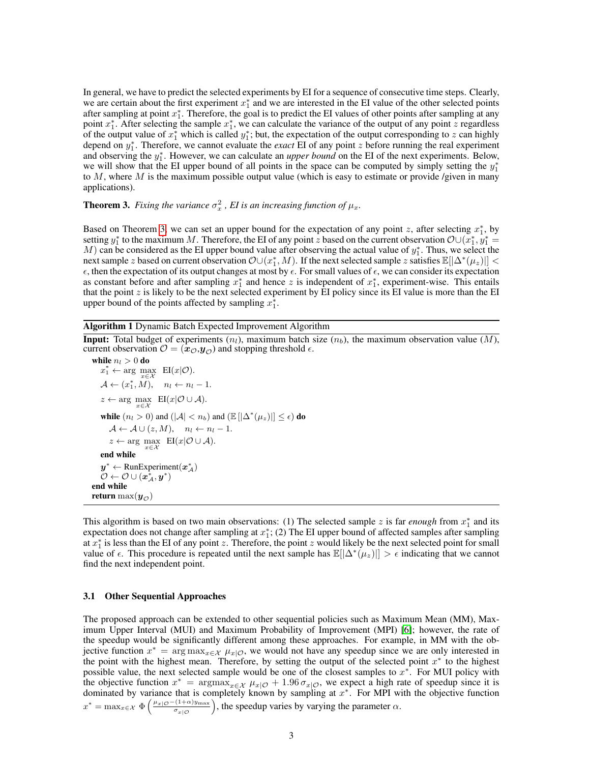In general, we have to predict the selected experiments by EI for a sequence of consecutive time steps. Clearly, we are certain about the first experiment $x_1^*$ and we are interested in the EI value of the other selected points after sampling at point $x_1^*$. Therefore, the goal is to predict the EI values of other points after sampling at any point $x_1^*$. After selecting the sample $x_1^*$, we can calculate the variance of the output of any point $z$ regardless of the output value of $x_1^*$ which is called $y_1^*$; but, the expectation of the output corresponding to $z$ can highly depend on $y_1^*$. Therefore, we cannot evaluate the *exact* EI of any point $z$ before running the real experiment and observing the $y_1^*$. However, we can calculate an *upper bound* on the EI of the next experiments. Below, we will show that the EI upper bound of all points in the space can be computed by simply setting the $y_1^*$ to $M$, where $M$ is the maximum possible output value (which is easy to estimate or provide /given in many applications).

**Theorem 3.** *Fixing the variance $\sigma_x^2$, EI is an increasing function of $\mu_x$.*

Based on Theorem 3, we can set an upper bound for the expectation of any point $z$, after selecting $x_1^*$, by setting $y_1^*$ to the maximum $M$. Therefore, the EI of any point $z$ based on the current observation $\mathcal{O} \cup (x_1^*, y_1^* = M)$ can be considered as the EI upper bound value after observing the actual value of $y_1^*$. Thus, we select the next sample $z$ based on current observation $\mathcal{O} \cup (x_1^*, M)$. If the next selected sample $z$ satisfies $\mathbb{E}[|\Delta^*(\mu_z)|] < \epsilon$, then the expectation of its output changes at most by $\epsilon$. For small values of $\epsilon$, we can consider its expectation as constant before and after sampling $x_1^*$ and hence $z$ is independent of $x_1^*$, experiment-wise. This entails that the point $z$ is likely to be the next selected experiment by EI policy since its EI value is more than the EI upper bound of the points affected by sampling $x_1^*$.

**Algorithm 1** Dynamic Batch Expected Improvement Algorithm

**Input:** Total budget of experiments ($n_l$), maximum batch size ($n_b$), the maximum observation value ($M$), current observation $\mathcal{O} = (\boldsymbol{x}_\mathcal{O}, \boldsymbol{y}_\mathcal{O})$ and stopping threshold $\epsilon$.

```
while n_l > 0 do
    x_1^* ← arg max_{x∈X} EI(x|O).
    A ← (x_1^*, M),    n_l ← n_l − 1.
    z ← arg max_{x∈X} EI(x|O ∪ A).
    while (n_l > 0) and (|A| < n_b) and (E[|Δ^*(μ_z)|] ≤ ε) do
        A ← A ∪ (z, M),    n_l ← n_l − 1.
        z ← arg max_{x∈X} EI(x|O ∪ A).
    end while
    y^* ← RunExperiment(x_A^*)
    O ← O ∪ (x_A^*, y^*)
end while
return max(y_O)
```

This algorithm is based on two main observations: (1) The selected sample $z$ is far *enough* from $x_1^*$ and its expectation does not change after sampling at $x_1^*$; (2) The EI upper bound of affected samples after sampling at $x_1^*$ is less than the EI of any point $z$. Therefore, the point $z$ would likely be the next selected point for small value of $\epsilon$. This procedure is repeated until the next sample has $\mathbb{E}[|\Delta^*(\mu_z)|] > \epsilon$ indicating that we cannot find the next independent point.

### 3.1 Other Sequential Approaches

The proposed approach can be extended to other sequential policies such as Maximum Mean (MM), Maximum Upper Interval (MUI) and Maximum Probability of Improvement (MPI) [6]; however, the rate of the speedup would be significantly different among these approaches. For example, in MM with the objective function $x^* = \arg\max_{x \in \mathcal{X}} \mu_{x|\mathcal{O}}$, we would not have any speedup since we are only interested in the point with the highest mean. Therefore, by setting the output of the selected point $x^*$ to the highest possible value, the next selected sample would be one of the closest samples to $x^*$. For MUI policy with the objective function $x^* = \text{argmax}_{x \in \mathcal{X}} \mu_{x|\mathcal{O}} + 1.96\,\sigma_{x|\mathcal{O}}$, we expect a high rate of speedup since it is dominated by variance that is completely known by sampling at $x^*$. For MPI with the objective function $x^* = \max_{x \in \mathcal{X}} \Phi\left(\frac{\mu_{x|\mathcal{O}} - (1+\alpha) y_{\max}}{\sigma_{x|\mathcal{O}}}\right)$, the speedup varies by varying the parameter $\alpha$.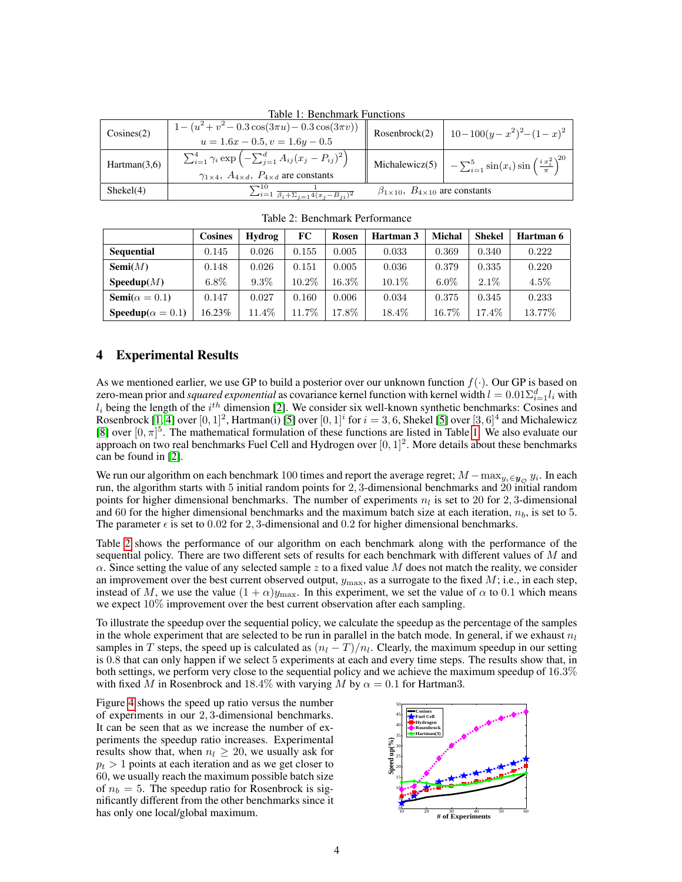Table 1: Benchmark Functions

| Cosines(2) | $1-(u^2+v^2-0.3\cos(3\pi u)-0.3\cos(3\pi v))$ <br> $u=1.6x-0.5, v=1.6y-0.5$ | Rosenbrock(2) | $10-100(y-x^2)^2-(1-x)^2$ |
|---|---|---|---|
| Hartman(3,6) | $\sum_{i=1}^{4}\gamma_i \exp\left(-\sum_{j=1}^{d} A_{ij}(x_j-P_{ij})^2\right)$ <br> $\gamma_{1\times 4},\ A_{4\times d},\ P_{4\times d}$ are constants | Michalewicz(5) | $-\sum_{i=1}^{5}\sin(x_i)\sin\left(\frac{i x_i^2}{\pi}\right)^{20}$ |
| Shekel(4) | $\sum_{i=1}^{10}\frac{1}{\beta_i+\Sigma_{j=1}^{4}(x_j-B_{ji})^2}$ | $\beta_{1\times 10},\ B_{4\times 10}$ are constants | |

Table 2: Benchmark Performance

| | Cosines | Hydrog | FC | Rosen | Hartman 3 | Michal | Shekel | Hartman 6 |
|---|---|---|---|---|---|---|---|---|
| **Sequential** | 0.145 | 0.026 | 0.155 | 0.005 | 0.033 | 0.369 | 0.340 | 0.222 |
| **Semi**($M$) | 0.148 | 0.026 | 0.151 | 0.005 | 0.036 | 0.379 | 0.335 | 0.220 |
| **Speedup**($M$) | 6.8% | 9.3% | 10.2% | 16.3% | 10.1% | 6.0% | 2.1% | 4.5% |
| **Semi**($\alpha=0.1$) | 0.147 | 0.027 | 0.160 | 0.006 | 0.034 | 0.375 | 0.345 | 0.233 |
| **Speedup**($\alpha=0.1$) | 16.23% | 11.4% | 11.7% | 17.8% | 18.4% | 16.7% | 17.4% | 13.77% |

## 4 Experimental Results

As we mentioned earlier, we use GP to build a posterior over our unknown function $f(\cdot)$. Our GP is based on zero-mean prior and *squared exponential* as covariance kernel function with kernel width $l = 0.01\Sigma_{i=1}^{d} l_i$ with $l_i$ being the length of the $i^{th}$ dimension [2]. We consider six well-known synthetic benchmarks: Cosines and Rosenbrock [1, 4] over $[0,1]^2$, Hartman(i) [5] over $[0,1]^i$ for $i=3,6$, Shekel [5] over $[3,6]^4$ and Michalewicz [8] over $[0,\pi]^5$. The mathematical formulation of these functions are listed in Table 1. We also evaluate our approach on two real benchmarks Fuel Cell and Hydrogen over $[0,1]^2$. More details about these benchmarks can be found in [2].

We run our algorithm on each benchmark 100 times and report the average regret; $M - \max_{y_i \in \boldsymbol{y}_{\mathcal{O}}} y_i$. In each run, the algorithm starts with 5 initial random points for 2, 3-dimensional benchmarks and 20 initial random points for higher dimensional benchmarks. The number of experiments $n_l$ is set to 20 for 2, 3-dimensional and 60 for the higher dimensional benchmarks and the maximum batch size at each iteration, $n_b$, is set to 5. The parameter $\epsilon$ is set to 0.02 for 2, 3-dimensional and 0.2 for higher dimensional benchmarks.

Table 2 shows the performance of our algorithm on each benchmark along with the performance of the sequential policy. There are two different sets of results for each benchmark with different values of $M$ and $\alpha$. Since setting the value of any selected sample $z$ to a fixed value $M$ does not match the reality, we consider an improvement over the best current observed output, $y_{\max}$, as a surrogate to the fixed $M$; i.e., in each step, instead of $M$, we use the value $(1+\alpha)y_{\max}$. In this experiment, we set the value of $\alpha$ to 0.1 which means we expect 10% improvement over the best current observation after each sampling.

To illustrate the speedup over the sequential policy, we calculate the speedup as the percentage of the samples in the whole experiment that are selected to be run in parallel in the batch mode. In general, if we exhaust $n_l$ samples in $T$ steps, the speed up is calculated as $(n_l - T)/n_l$. Clearly, the maximum speedup in our setting is 0.8 that can only happen if we select 5 experiments at each and every time steps. The results show that, in both settings, we perform very close to the sequential policy and we achieve the maximum speedup of 16.3% with fixed $M$ in Rosenbrock and 18.4% with varying $M$ by $\alpha = 0.1$ for Hartman3.

Figure 4 shows the speed up ratio versus the number of experiments in our 2, 3-dimensional benchmarks. It can be seen that as we increase the number of experiments the speedup ratio increases. Experimental results show that, when $n_l \geq 20$, we usually ask for $p_t > 1$ points at each iteration and as we get closer to 60, we usually reach the maximum possible batch size of $n_b = 5$. The speedup ratio for Rosenbrock is significantly different from the other benchmarks since it has only one local/global maximum.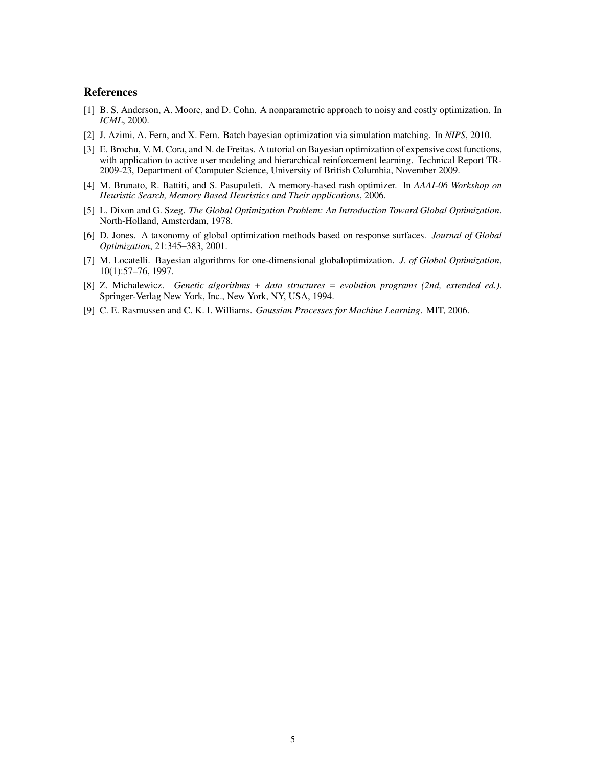## References

[1] B. S. Anderson, A. Moore, and D. Cohn. A nonparametric approach to noisy and costly optimization. In *ICML*, 2000.

[2] J. Azimi, A. Fern, and X. Fern. Batch bayesian optimization via simulation matching. In *NIPS*, 2010.

[3] E. Brochu, V. M. Cora, and N. de Freitas. A tutorial on Bayesian optimization of expensive cost functions, with application to active user modeling and hierarchical reinforcement learning. Technical Report TR-2009-23, Department of Computer Science, University of British Columbia, November 2009.

[4] M. Brunato, R. Battiti, and S. Pasupuleti. A memory-based rash optimizer. In *AAAI-06 Workshop on Heuristic Search, Memory Based Heuristics and Their applications*, 2006.

[5] L. Dixon and G. Szeg. *The Global Optimization Problem: An Introduction Toward Global Optimization*. North-Holland, Amsterdam, 1978.

[6] D. Jones. A taxonomy of global optimization methods based on response surfaces. *Journal of Global Optimization*, 21:345–383, 2001.

[7] M. Locatelli. Bayesian algorithms for one-dimensional globaloptimization. *J. of Global Optimization*, 10(1):57–76, 1997.

[8] Z. Michalewicz. *Genetic algorithms + data structures = evolution programs (2nd, extended ed.)*. Springer-Verlag New York, Inc., New York, NY, USA, 1994.

[9] C. E. Rasmussen and C. K. I. Williams. *Gaussian Processes for Machine Learning*. MIT, 2006.